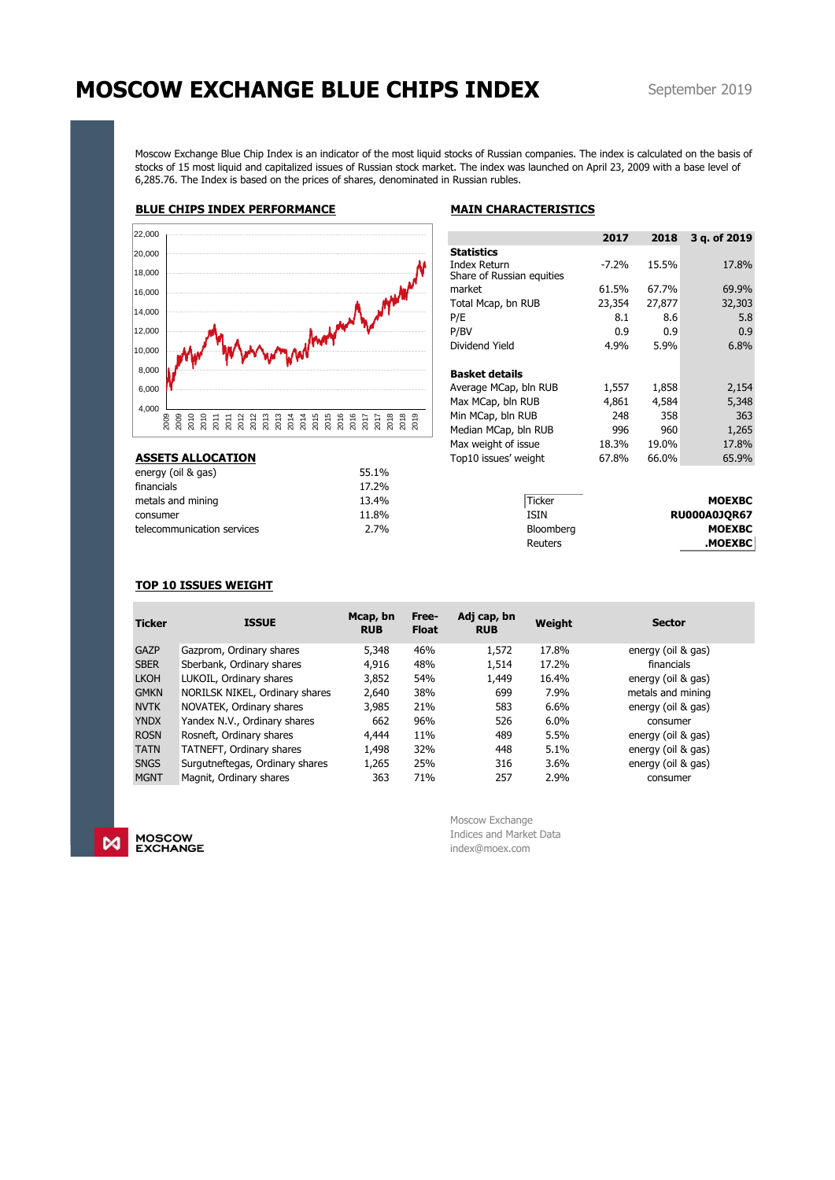# MOSCOW EXCHANGE BLUE CHIPS INDEX

September 2019

Moscow Exchange Blue Chip Index is an indicator of the most liquid stocks of Russian companies. The index is calculated on the basis of stocks of 15 most liquid and capitalized issues of Russian stock market. The index was launched on April 23, 2009 with a base level of 6,285.76. The Index is based on the prices of shares, denominated in Russian rubles.

## BLUE CHIPS INDEX PERFORMANCE

## MAIN CHARACTERISTICS

| | 2017 | 2018 | 3 q. of 2019 |
|---|---|---|---|
| **Statistics** | | | |
| Index Return | -7.2% | 15.5% | 17.8% |
| Share of Russian equities market | 61.5% | 67.7% | 69.9% |
| Total Mcap, bn RUB | 23,354 | 27,877 | 32,303 |
| P/E | 8.1 | 8.6 | 5.8 |
| P/BV | 0.9 | 0.9 | 0.9 |
| Dividend Yield | 4.9% | 5.9% | 6.8% |
| **Basket details** | | | |
| Average MCap, bln RUB | 1,557 | 1,858 | 2,154 |
| Max MCap, bln RUB | 4,861 | 4,584 | 5,348 |
| Min MCap, bln RUB | 248 | 358 | 363 |
| Median MCap, bln RUB | 996 | 960 | 1,265 |
| Max weight of issue | 18.3% | 19.0% | 17.8% |
| Top10 issues' weight | 67.8% | 66.0% | 65.9% |

## ASSETS ALLOCATION

| | |
|---|---|
| energy (oil & gas) | 55.1% |
| financials | 17.2% |
| metals and mining | 13.4% |
| consumer | 11.8% |
| telecommunication services | 2.7% |

| | |
|---|---|
| Ticker | **MOEXBC** |
| ISIN | **RU000A0JQR67** |
| Bloomberg | **MOEXBC** |
| Reuters | **.MOEXBC** |

## TOP 10 ISSUES WEIGHT

| Ticker | ISSUE | Mcap, bn RUB | Free-Float | Adj cap, bn RUB | Weight | Sector |
|---|---|---|---|---|---|---|
| GAZP | Gazprom, Ordinary shares | 5,348 | 46% | 1,572 | 17.8% | energy (oil & gas) |
| SBER | Sberbank, Ordinary shares | 4,916 | 48% | 1,514 | 17.2% | financials |
| LKOH | LUKOIL, Ordinary shares | 3,852 | 54% | 1,449 | 16.4% | energy (oil & gas) |
| GMKN | NORILSK NIKEL, Ordinary shares | 2,640 | 38% | 699 | 7.9% | metals and mining |
| NVTK | NOVATEK, Ordinary shares | 3,985 | 21% | 583 | 6.6% | energy (oil & gas) |
| YNDX | Yandex N.V., Ordinary shares | 662 | 96% | 526 | 6.0% | consumer |
| ROSN | Rosneft, Ordinary shares | 4,444 | 11% | 489 | 5.5% | energy (oil & gas) |
| TATN | TATNEFT, Ordinary shares | 1,498 | 32% | 448 | 5.1% | energy (oil & gas) |
| SNGS | Surgutneftegas, Ordinary shares | 1,265 | 25% | 316 | 3.6% | energy (oil & gas) |
| MGNT | Magnit, Ordinary shares | 363 | 71% | 257 | 2.9% | consumer |

MOSCOW EXCHANGE

Moscow Exchange
Indices and Market Data
index@moex.com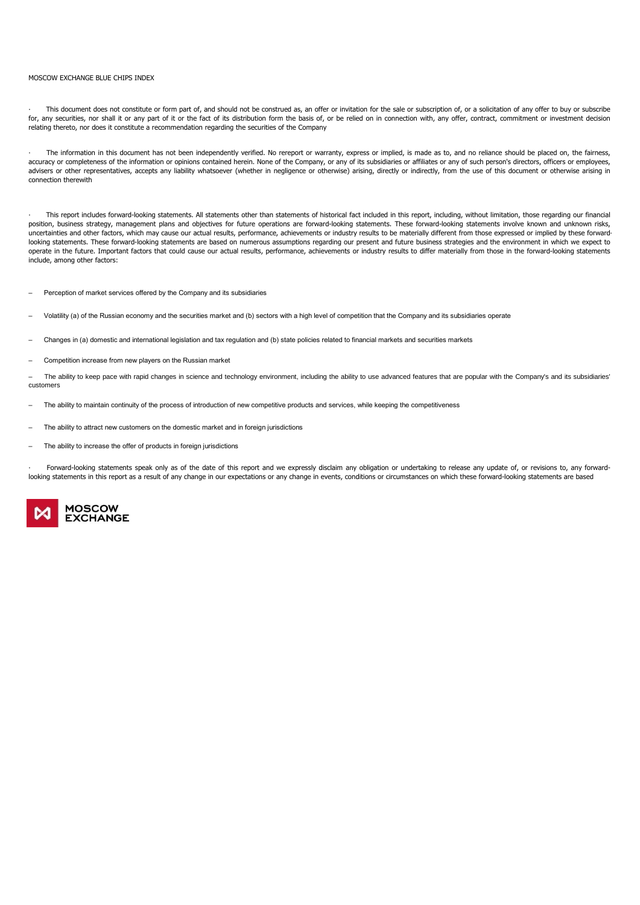MOSCOW EXCHANGE BLUE CHIPS INDEX

· This document does not constitute or form part of, and should not be construed as, an offer or invitation for the sale or subscription of, or a solicitation of any offer to buy or subscribe for, any securities, nor shall it or any part of it or the fact of its distribution form the basis of, or be relied on in connection with, any offer, contract, commitment or investment decision relating thereto, nor does it constitute a recommendation regarding the securities of the Company

· The information in this document has not been independently verified. No rereport or warranty, express or implied, is made as to, and no reliance should be placed on, the fairness, accuracy or completeness of the information or opinions contained herein. None of the Company, or any of its subsidiaries or affiliates or any of such person's directors, officers or employees, advisers or other representatives, accepts any liability whatsoever (whether in negligence or otherwise) arising, directly or indirectly, from the use of this document or otherwise arising in connection therewith

· This report includes forward-looking statements. All statements other than statements of historical fact included in this report, including, without limitation, those regarding our financial position, business strategy, management plans and objectives for future operations are forward-looking statements. These forward-looking statements involve known and unknown risks, uncertainties and other factors, which may cause our actual results, performance, achievements or industry results to be materially different from those expressed or implied by these forward-looking statements. These forward-looking statements are based on numerous assumptions regarding our present and future business strategies and the environment in which we expect to operate in the future. Important factors that could cause our actual results, performance, achievements or industry results to differ materially from those in the forward-looking statements include, among other factors:

– Perception of market services offered by the Company and its subsidiaries

– Volatility (a) of the Russian economy and the securities market and (b) sectors with a high level of competition that the Company and its subsidiaries operate

– Changes in (a) domestic and international legislation and tax regulation and (b) state policies related to financial markets and securities markets

– Competition increase from new players on the Russian market

– The ability to keep pace with rapid changes in science and technology environment, including the ability to use advanced features that are popular with the Company's and its subsidiaries' customers

– The ability to maintain continuity of the process of introduction of new competitive products and services, while keeping the competitiveness

– The ability to attract new customers on the domestic market and in foreign jurisdictions

– The ability to increase the offer of products in foreign jurisdictions

· Forward-looking statements speak only as of the date of this report and we expressly disclaim any obligation or undertaking to release any update of, or revisions to, any forward-looking statements in this report as a result of any change in our expectations or any change in events, conditions or circumstances on which these forward-looking statements are based

MOSCOW EXCHANGE